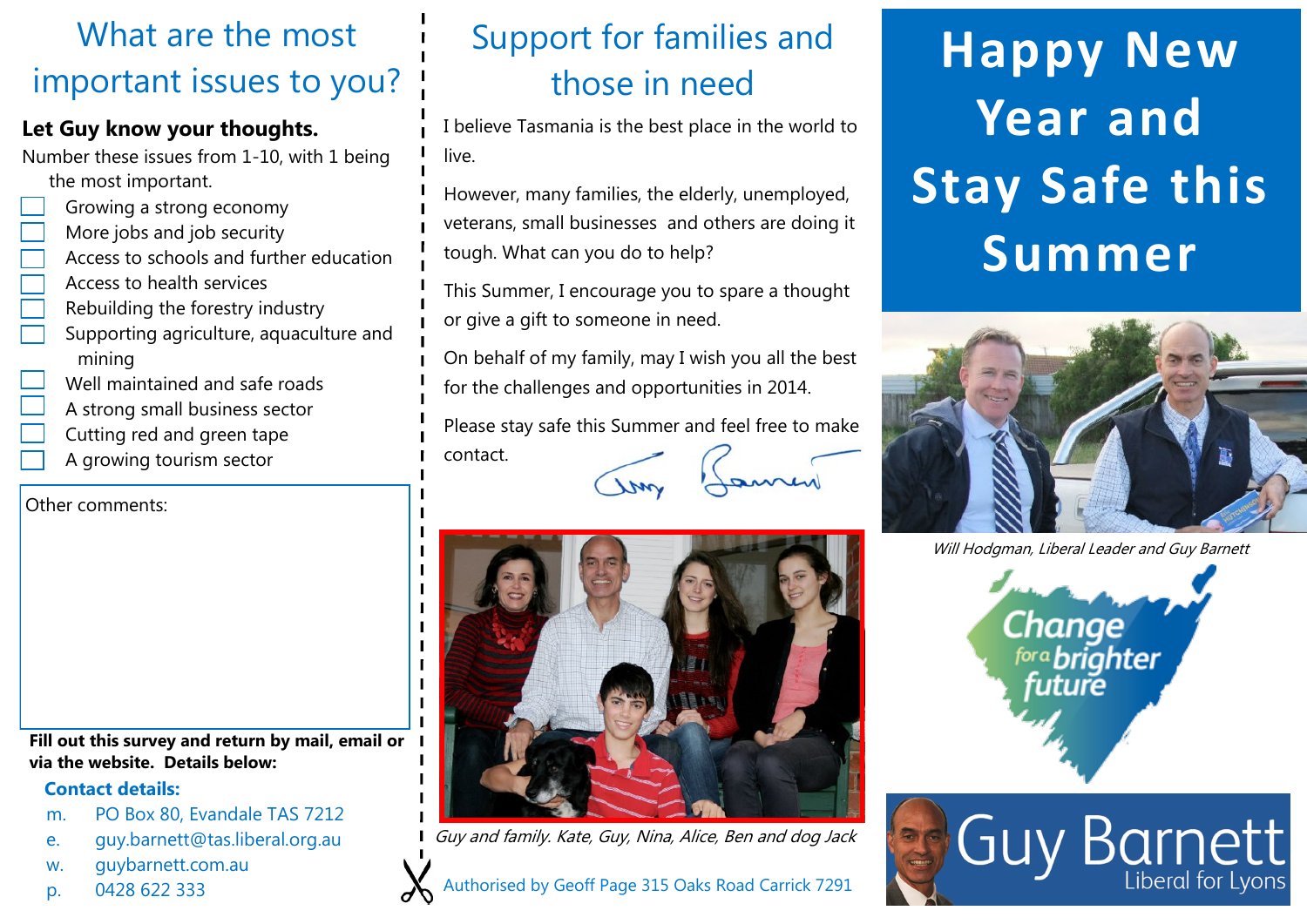# What are the most important issues to you?

**Let Guy know your thoughts.**

Number these issues from 1-10, with 1 being the most important.

- ☐ Growing a strong economy
- ☐ More jobs and job security
- ☐ Access to schools and further education
- ☐ Access to health services
- ☐ Rebuilding the forestry industry
- ☐ Supporting agriculture, aquaculture and mining
- ☐ Well maintained and safe roads
- ☐ A strong small business sector
- ☐ Cutting red and green tape
- ☐ A growing tourism sector

Other comments:

**Fill out this survey and return by mail, email or via the website. Details below:**

**Contact details:**

m. PO Box 80, Evandale TAS 7212

e. guy.barnett@tas.liberal.org.au

w. guybarnett.com.au

p. 0428 622 333

# Support for families and those in need

I believe Tasmania is the best place in the world to live.

However, many families, the elderly, unemployed, veterans, small businesses and others are doing it tough. What can you do to help?

This Summer, I encourage you to spare a thought or give a gift to someone in need.

On behalf of my family, may I wish you all the best for the challenges and opportunities in 2014.

Please stay safe this Summer and feel free to make contact.

*Guy and family. Kate, Guy, Nina, Alice, Ben and dog Jack*

Authorised by Geoff Page 315 Oaks Road Carrick 7291

# Happy New Year and Stay Safe this Summer

*Will Hodgman, Liberal Leader and Guy Barnett*

Change for a brighter future

Guy Barnett
Liberal for Lyons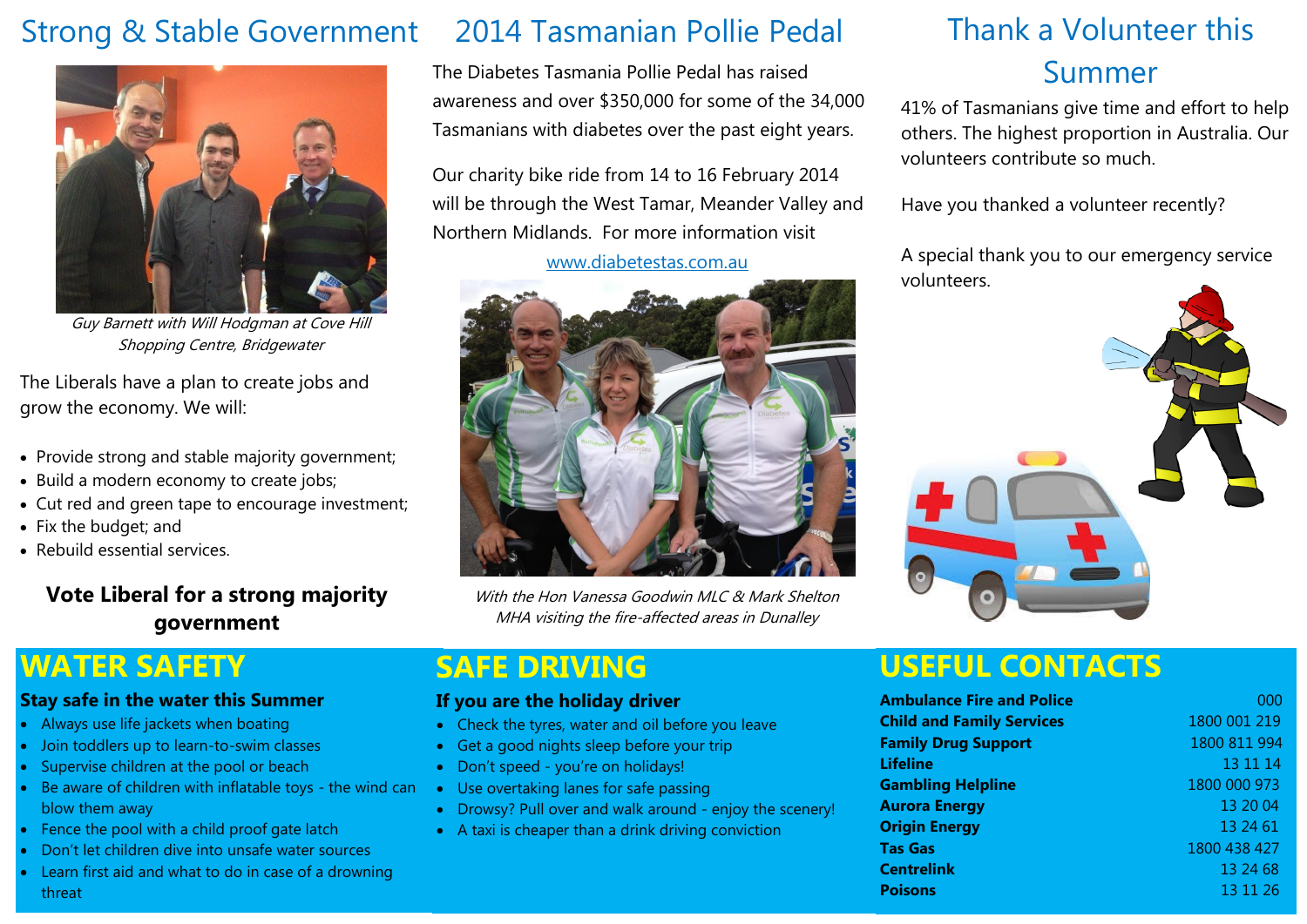## Strong & Stable Government

*Guy Barnett with Will Hodgman at Cove Hill Shopping Centre, Bridgewater*

The Liberals have a plan to create jobs and grow the economy. We will:

- Provide strong and stable majority government;
- Build a modern economy to create jobs;
- Cut red and green tape to encourage investment;
- Fix the budget; and
- Rebuild essential services.

**Vote Liberal for a strong majority government**

## 2014 Tasmanian Pollie Pedal

The Diabetes Tasmania Pollie Pedal has raised awareness and over $350,000 for some of the 34,000 Tasmanians with diabetes over the past eight years.

Our charity bike ride from 14 to 16 February 2014 will be through the West Tamar, Meander Valley and Northern Midlands. For more information visit

www.diabetestas.com.au

*With the Hon Vanessa Goodwin MLC & Mark Shelton MHA visiting the fire-affected areas in Dunalley*

## Thank a Volunteer this Summer

41% of Tasmanians give time and effort to help others. The highest proportion in Australia. Our volunteers contribute so much.

Have you thanked a volunteer recently?

A special thank you to our emergency service volunteers.

## WATER SAFETY

**Stay safe in the water this Summer**

- Always use life jackets when boating
- Join toddlers up to learn-to-swim classes
- Supervise children at the pool or beach
- Be aware of children with inflatable toys - the wind can blow them away
- Fence the pool with a child proof gate latch
- Don't let children dive into unsafe water sources
- Learn first aid and what to do in case of a drowning threat

## SAFE DRIVING

**If you are the holiday driver**

- Check the tyres, water and oil before you leave
- Get a good nights sleep before your trip
- Don't speed - you're on holidays!
- Use overtaking lanes for safe passing
- Drowsy? Pull over and walk around - enjoy the scenery!
- A taxi is cheaper than a drink driving conviction

## USEFUL CONTACTS

| | |
|---|---|
| **Ambulance Fire and Police** | 000 |
| **Child and Family Services** | 1800 001 219 |
| **Family Drug Support** | 1800 811 994 |
| **Lifeline** | 13 11 14 |
| **Gambling Helpline** | 1800 000 973 |
| **Aurora Energy** | 13 20 04 |
| **Origin Energy** | 13 24 61 |
| **Tas Gas** | 1800 438 427 |
| **Centrelink** | 13 24 68 |
| **Poisons** | 13 11 26 |